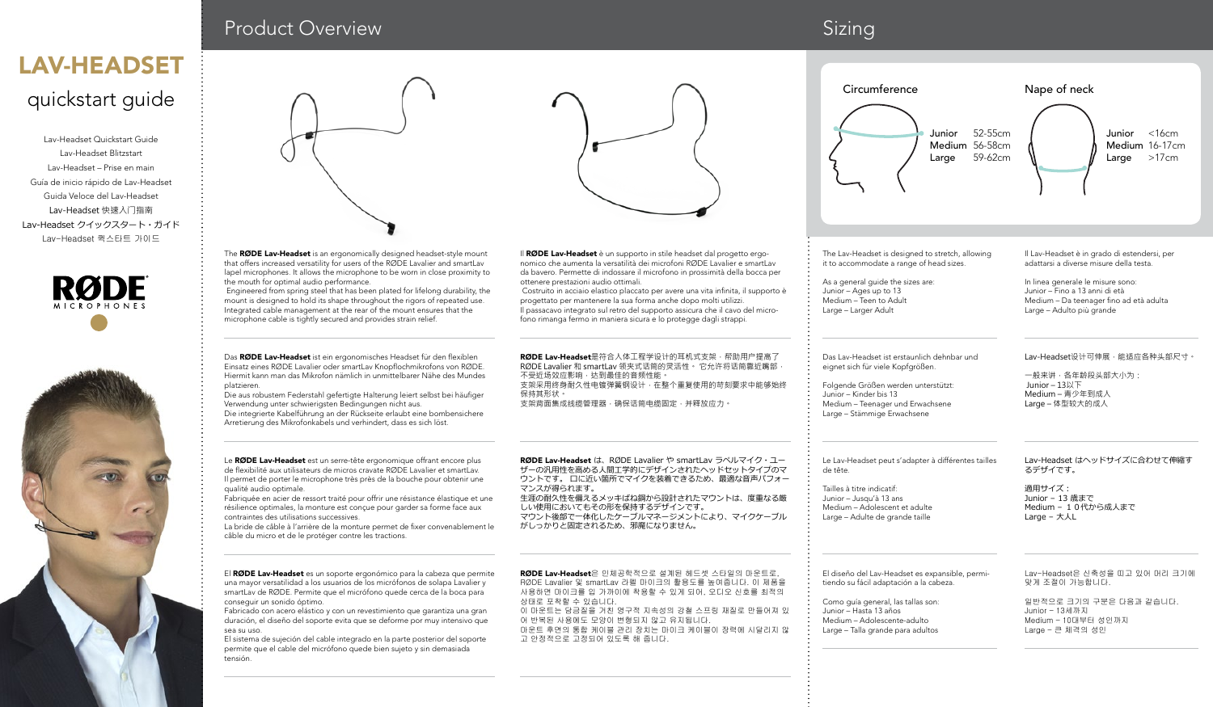# LAV-HEADSET

## quickstart guide

Lav-Headset Quickstart Guide
Lav-Headset Blitzstart
Lav-Headset – Prise en main
Guía de inicio rápido de Lav-Headset
Guida Veloce del Lav-Headset
Lav-Headset 快速入门指南
Lav-Headset クイックスタート・ガイド
Lav-Headset 퀵스타트 가이드

RØDE MICROPHONES

## Product Overview

The **RØDE Lav-Headset** is an ergonomically designed headset-style mount that offers increased versatility for users of the RØDE Lavalier and smartLav lapel microphones. It allows the microphone to be worn in close proximity to the mouth for optimal audio performance.
Engineered from spring steel that has been plated for lifelong durability, the mount is designed to hold its shape throughout the rigors of repeated use.
Integrated cable management at the rear of the mount ensures that the microphone cable is tightly secured and provides strain relief.

Das **RØDE Lav-Headset** ist ein ergonomisches Headset für den flexiblen Einsatz eines RØDE Lavalier oder smartLav Knopflochmikrofons von RØDE. Hiermit kann man das Mikrofon nämlich in unmittelbarer Nähe des Mundes platzieren.
Die aus robustem Federstahl gefertigte Halterung leiert selbst bei häufiger Verwendung unter schwierigsten Bedingungen nicht aus.
Die integrierte Kabelführung an der Rückseite erlaubt eine bombensichere Arretierung des Mikrofonkabels und verhindert, dass es sich löst.

Le **RØDE Lav-Headset** est un serre-tête ergonomique offrant encore plus de flexibilité aux utilisateurs de micros cravate RØDE Lavalier et smartLav. Il permet de porter le microphone très près de la bouche pour obtenir une qualité audio optimale.
Fabriquée en acier de ressort traité pour offrir une résistance élastique et une résilience optimales, la monture est conçue pour garder sa forme face aux contraintes des utilisations successives.
La bride de câble à l'arrière de la monture permet de fixer convenablement le câble du micro et de le protéger contre les tractions.

El **RØDE Lav-Headset** es un soporte ergonómico para la cabeza que permite una mayor versatilidad a los usuarios de los micrófonos de solapa Lavalier y smartLav de RØDE. Permite que el micrófono quede cerca de la boca para conseguir un sonido óptimo.
Fabricado con acero elástico y con un revestimiento que garantiza una gran duración, el diseño del soporte evita que se deforme por muy intensivo que sea su uso.
El sistema de sujeción del cable integrado en la parte posterior del soporte permite que el cable del micrófono quede bien sujeto y sin demasiada tensión.

Il **RØDE Lav-Headset** è un supporto in stile headset dal progetto ergonomico che aumenta la versatilità dei microfoni RØDE Lavalier e smartLav da bavero. Permette di indossare il microfono in prossimità della bocca per ottenere prestazioni audio ottimali.
Costruito in acciaio elastico placcato per avere una vita infinita, il supporto è progettato per mantenere la sua forma anche dopo molti utilizzi.
Il passacavo integrato sul retro del supporto assicura che il cavo del microfono rimanga fermo in maniera sicura e lo protegge dagli strappi.

**RØDE Lav-Headset**是符合人体工程学设计的耳机式支架，帮助用户提高了RØDE Lavalier 和 smartLav 领夹式话筒的灵活性。它允许将话筒靠近嘴部，不受近场效应影响，达到最佳的音频性能。
支架采用终身耐久性电镀弹簧钢设计，在整个重复使用的苛刻要求中能够始终保持其形状。
支架背面集成线缆管理器，确保话筒电缆固定，并释放应力。

**RØDE Lav-Headset** は、RØDE Lavalier や smartLav ラベルマイク・ユーザーの汎用性を高める人間工学的にデザインされたヘッドセットタイプのマウントです。口に近い箇所でマイクを装着できるため、最適な音声パフォーマンスが得られます。
生涯の耐久性を備えるメッキばね鋼から設計されたマウントは、度重なる厳しい使用においてもその形を保持するデザインです。
マウント後部で一体化したケーブルマネージメントにより、マイクケーブルがしっかりと固定されるため、邪魔になりません。

**RØDE Lav-Headset**은 인체공학적으로 설계된 헤드셋 스타일의 마운트로, RØDE Lavalier 및 smartLav 라벨 마이크의 활용도를 높여줍니다. 이 제품을 사용하면 마이크를 입 가까이에 착용할 수 있게 되어, 오디오 신호를 최적의 상태로 포착할 수 있습니다.
이 마운트는 도금질을 거친 영구적 지속성의 강철 스프링 재질로 만들어져 있어 반복된 사용에도 모양이 변형되지 않고 유지됩니다.
마운트 후면의 통합 케이블 관리 장치는 마이크 케이블이 장력에 시달리지 않고 안정적으로 고정되어 있도록 해 줍니다.

## Sizing

| Circumference | |
|---|---|
| Junior | 52-55cm |
| Medium | 56-58cm |
| Large | 59-62cm |

| Nape of neck | |
|---|---|
| Junior | <16cm |
| Medium | 16-17cm |
| Large | >17cm |

The Lav-Headset is designed to stretch, allowing it to accommodate a range of head sizes.

As a general guide the sizes are:
Junior – Ages up to 13
Medium – Teen to Adult
Large – Larger Adult

Das Lav-Headset ist erstaunlich dehnbar und eignet sich für viele Kopfgrößen.

Folgende Größen werden unterstützt:
Junior – Kinder bis 13
Medium – Teenager und Erwachsene
Large – Stämmige Erwachsene

Le Lav-Headset peut s'adapter à différentes tailles de tête.

Tailles à titre indicatif:
Junior – Jusqu'à 13 ans
Medium – Adolescent et adulte
Large – Adulte de grande taille

El diseño del Lav-Headset es expansible, permitiendo su fácil adaptación a la cabeza.

Como guía general, las tallas son:
Junior – Hasta 13 años
Medium – Adolescente-adulto
Large – Talla grande para adultos

Il Lav-Headset è in grado di estendersi, per adattarsi a diverse misure della testa.

In linea generale le misure sono:
Junior – Fino a 13 anni di età
Medium – Da teenager fino ad età adulta
Large – Adulto più grande

Lav-Headset设计可伸展，能适应各种头部尺寸。

一般来讲，各年龄段头部大小为：
Junior – 13以下
Medium – 青少年到成人
Large – 体型较大的成人

Lav-Headset はヘッドサイズに合わせて伸縮するデザインです。

適用サイズ：
Junior – 13 歳まで
Medium – １０代から成人まで
Large – 大人L

Lav-Headset은 신축성을 띠고 있어 머리 크기에 맞게 조절이 가능합니다.

일반적으로 크기의 구분은 다음과 같습니다.
Junior – 13세까지
Medium – 10대부터 성인까지
Large – 큰 체격의 성인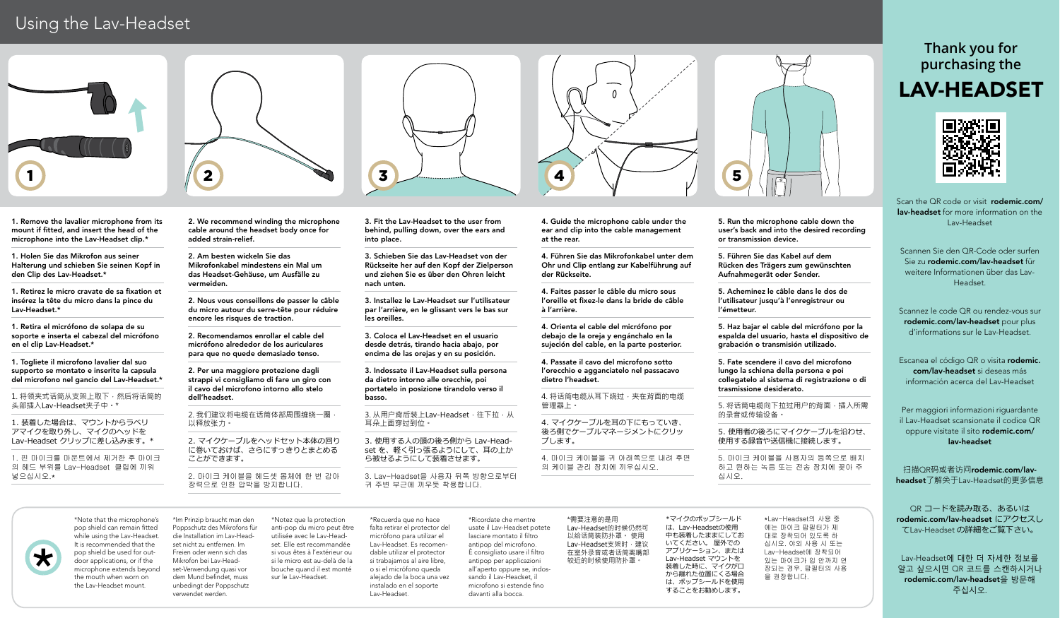# Using the Lav-Headset

1

1. Remove the lavalier microphone from its mount if fitted, and insert the head of the microphone into the Lav-Headset clip.*

1. Holen Sie das Mikrofon aus seiner Halterung und schieben Sie seinen Kopf in den Clip des Lav-Headset.*

1. Retirez le micro cravate de sa fixation et insérez la tête du micro dans la pince du Lav-Headset.*

1. Retira el micrófono de solapa de su soporte e inserta el cabezal del micrófono en el clip Lav-Headset.*

1. Togliete il microfono lavalier dal suo supporto se montato e inserite la capsula del microfono nel gancio del Lav-Headset.*

1. 将领夹式话筒从支架上取下，然后将话筒的头部插入Lav-Headset夹子中。*

1. 装着した場合は、マウントからラベリアマイクを取り外し、マイクのヘッドをLav-Headset クリップに差し込みます。*

1. 핀 마이크를 마운트에서 제거한 후 마이크의 헤드 부위를 Lav-Headset 클립에 끼워 넣으십시오.*

2

2. We recommend winding the microphone cable around the headset body once for added strain-relief.

2. Am besten wickeln Sie das Mikrofonkabel mindestens ein Mal um das Headset-Gehäuse, um Ausfälle zu vermeiden.

2. Nous vous conseillons de passer le câble du micro autour du serre-tête pour réduire encore les risques de traction.

2. Recomendamos enrollar el cable del micrófono alrededor de los auriculares para que no quede demasiado tenso.

2. Per una maggiore protezione dagli strappi vi consigliamo di fare un giro con il cavo del microfono intorno allo stelo dell'headset.

2. 我们建议将电缆在话筒体部周围缠绕一圈，以释放张力。

2. マイクケーブルをヘッドセット本体の回りに巻いておけば、さらにすっきりとまとめることができます。

2. 마이크 케이블을 헤드셋 몸체에 한 번 감아 장력으로 인한 압박을 방지합니다.

3

3. Fit the Lav-Headset to the user from behind, pulling down, over the ears and into place.

3. Schieben Sie das Lav-Headset von der Rückseite her auf den Kopf der Zielperson und ziehen Sie es über den Ohren leicht nach unten.

3. Installez le Lav-Headset sur l'utilisateur par l'arrière, en le glissant vers le bas sur les oreilles.

3. Coloca el Lav-Headset en el usuario desde detrás, tirando hacia abajo, por encima de las orejas y en su posición.

3. Indossate il Lav-Headset sulla persona da dietro intorno alle orecchie, poi portatelo in posizione tirandolo verso il basso.

3. 从用户背后装上Lav-Headset，往下拉，从耳朵上面穿过到位。

3. 使用する人の頭の後ろ側から Lav-Headset を、軽く引っ張るようにして、耳の上から被せるようにして装着させます。

3. Lav-Headset을 사용자 뒤쪽 방향으로부터 귀 주변 부근에 끼우듯 착용합니다.

4

4. Guide the microphone cable under the ear and clip into the cable management at the rear.

4. Führen Sie das Mikrofonkabel unter dem Ohr und Clip entlang zur Kabelführung auf der Rückseite.

4. Faites passer le câble du micro sous l'oreille et fixez-le dans la bride de câble à l'arrière.

4. Orienta el cable del micrófono por debajo de la oreja y engánchalo en la sujeción del cable, en la parte posterior.

4. Passate il cavo del microfono sotto l'orecchio e agganciatelo nel passacavo dietro l'headset.

4. 将话筒电缆从耳下绕过，夹在背面的电缆管理器上。

4. マイクケーブルを耳の下にもっていき、後ろ側でケーブルマネージメントにクリップします。

4. 마이크 케이블을 귀 아래쪽으로 내려 후면의 케이블 관리 장치에 끼우십시오.

5

5. Run the microphone cable down the user's back and into the desired recording or transmission device.

5. Führen Sie das Kabel auf dem Rücken des Trägers zum gewünschten Aufnahmegerät oder Sender.

5. Acheminez le câble dans le dos de l'utilisateur jusqu'à l'enregistreur ou l'émetteur.

5. Haz bajar el cable del micrófono por la espalda del usuario, hasta el dispositivo de grabación o transmisión utilizado.

5. Fate scendere il cavo del microfono lungo la schiena della persona e poi collegatelo al sistema di registrazione o di trasmissione desiderato.

5. 将话筒电缆向下拉过用户的背面，插入所需的录音或传输设备。

5. 使用者の後ろにマイクケーブルを沿わせ、使用する録音や送信機に接続します。

5. 마이크 케이블을 사용자의 등쪽으로 배치하고 원하는 녹음 또는 전송 장치에 꽂아 주십시오.

---

*

*Note that the microphone's pop shield can remain fitted while using the Lav-Headset. It is recommended that the pop shield be used for out-door applications, or if the microphone extends beyond the mouth when worn on the Lav-Headset mount.

*Im Prinzip braucht man den Poppschutz des Mikrofons für die Installation im Lav-Headset nicht zu entfernen. Im Freien oder wenn sich das Mikrofon bei Lav-Headset-Verwendung quasi vor dem Mund befindet, muss unbedingt der Poppschutz verwendet werden.

*Notez que la protection anti-pop du micro peut être utilisée avec le Lav-Headset. Elle est recommandée si vous êtes à l'extérieur ou si le micro est au-delà de la bouche quand il est monté sur le Lav-Headset.

*Recuerda que no hace falta retirar el protector del micrófono para utilizar el Lav-Headset. Es recomendable utilizar el protector si trabajamos al aire libre, o si el micrófono queda alejado de la boca una vez instalado en el soporte Lav-Headset.

*Ricordate che mentre usate il Lav-Headset potete lasciare montato il filtro antipop del microfono. È consigliato usare il filtro antipop per applicazioni all'aperto oppure se, indossando il Lav-Headset, il microfono si estende fino davanti alla bocca.

*需要注意的是用Lav-Headset的时候仍然可以给话筒装防扑罩。使用Lav-Headset支架时，建议在室外录音或话筒离嘴部较近的时候使用防扑罩。

*マイクのポップシールドは、Lav-Headsetの使用中も装着したままにしておいてください。屋外でのアプリケーション、またはLav-Headset マウントを装着した時に、マイクが口から離れた位置にくる場合は、ポップシールドを使用することをお勧めします。

*Lav-Headset의 사용 중에는 마이크 팝필터가 제대로 장착되어 있도록 하십시오. 야외 사용 시 또는 Lav-Headset에 장착되어 있는 마이크가 입 안까지 연장되는 경우, 팝필터의 사용을 권장합니다.

---

## Thank you for purchasing the

# LAV-HEADSET

Scan the QR code or visit **rodemic.com/lav-headset** for more information on the Lav-Headset

Scannen Sie den QR-Code oder surfen Sie zu **rodemic.com/lav-headset** für weitere Informationen über das Lav-Headset.

Scannez le code QR ou rendez-vous sur **rodemic.com/lav-headset** pour plus d'informations sur le Lav-Headset.

Escanea el código QR o visita **rodemic.com/lav-headset** si deseas más información acerca del Lav-Headset

Per maggiori informazioni riguardante il Lav-Headset scansionate il codice QR oppure visitate il sito **rodemic.com/lav-headset**

扫描QR码或者访问**rodemic.com/lav-headset**了解关于Lav-Headset的更多信息

QR コードを読み取る、あるいは**rodemic.com/lav-headset** にアクセスしてLav-Headset の詳細をご覧下さい。

Lav-Headset에 대한 더 자세한 정보를 알고 싶으시면 QR 코드를 스캔하시거나 **rodemic.com/lav-headset**을 방문해 주십시오.